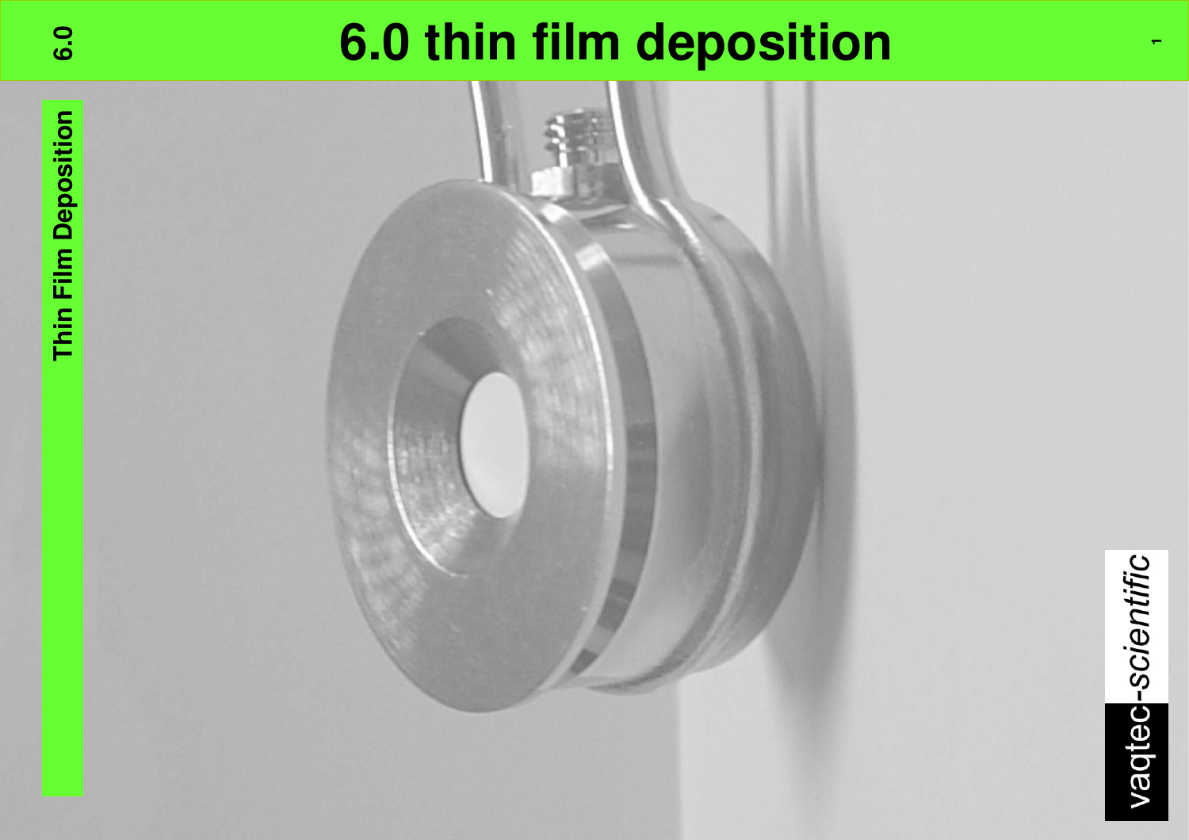# 6.0 thin film deposition

Thin Film Deposition

vaqtec-scientific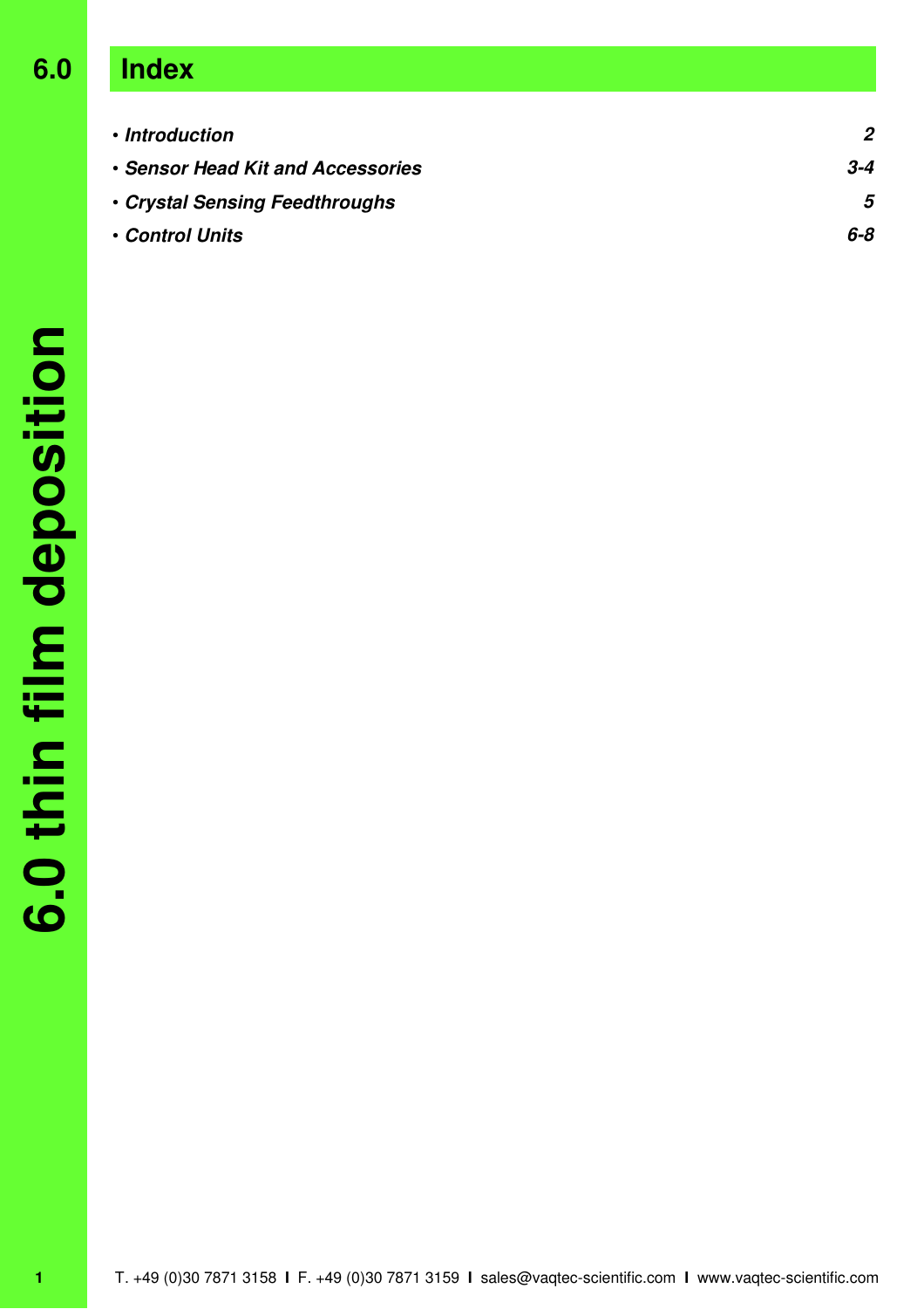# 6.0 Index

| | |
|---|---|
| • *Introduction* | *2* |
| • *Sensor Head Kit and Accessories* | *3-4* |
| • *Crystal Sensing Feedthroughs* | *5* |
| • *Control Units* | *6-8* |

6.0 thin film deposition

T. +49 (0)30 7871 3158 I F. +49 (0)30 7871 3159 I sales@vaqtec-scientific.com I www.vaqtec-scientific.com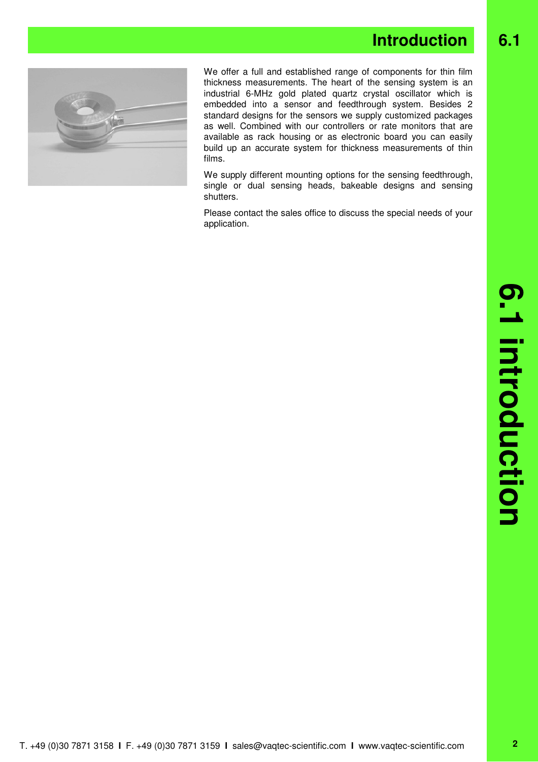# Introduction

We offer a full and established range of components for thin film thickness measurements. The heart of the sensing system is an industrial 6-MHz gold plated quartz crystal oscillator which is embedded into a sensor and feedthrough system. Besides 2 standard designs for the sensors we supply customized packages as well. Combined with our controllers or rate monitors that are available as rack housing or as electronic board you can easily build up an accurate system for thickness measurements of thin films.

We supply different mounting options for the sensing feedthrough, single or dual sensing heads, bakeable designs and sensing shutters.

Please contact the sales office to discuss the special needs of your application.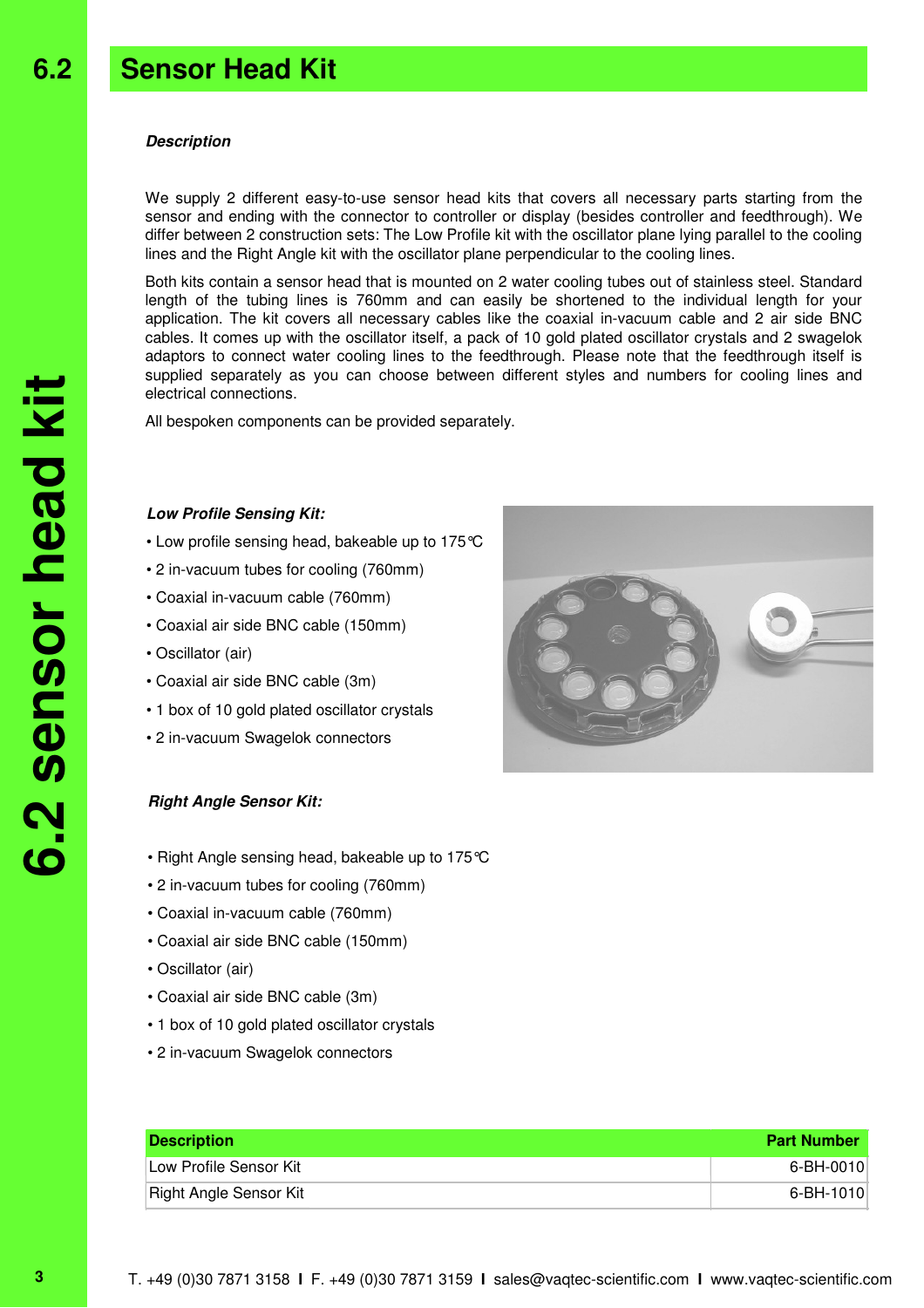## 6.2 Sensor Head Kit

***Description***

We supply 2 different easy-to-use sensor head kits that covers all necessary parts starting from the sensor and ending with the connector to controller or display (besides controller and feedthrough). We differ between 2 construction sets: The Low Profile kit with the oscillator plane lying parallel to the cooling lines and the Right Angle kit with the oscillator plane perpendicular to the cooling lines.

Both kits contain a sensor head that is mounted on 2 water cooling tubes out of stainless steel. Standard length of the tubing lines is 760mm and can easily be shortened to the individual length for your application. The kit covers all necessary cables like the coaxial in-vacuum cable and 2 air side BNC cables. It comes up with the oscillator itself, a pack of 10 gold plated oscillator crystals and 2 swagelok adaptors to connect water cooling lines to the feedthrough. Please note that the feedthrough itself is supplied separately as you can choose between different styles and numbers for cooling lines and electrical connections.

All bespoken components can be provided separately.

***Low Profile Sensing Kit:***

- Low profile sensing head, bakeable up to 175°C
- 2 in-vacuum tubes for cooling (760mm)
- Coaxial in-vacuum cable (760mm)
- Coaxial air side BNC cable (150mm)
- Oscillator (air)
- Coaxial air side BNC cable (3m)
- 1 box of 10 gold plated oscillator crystals
- 2 in-vacuum Swagelok connectors

***Right Angle Sensor Kit:***

- Right Angle sensing head, bakeable up to 175°C
- 2 in-vacuum tubes for cooling (760mm)
- Coaxial in-vacuum cable (760mm)
- Coaxial air side BNC cable (150mm)
- Oscillator (air)
- Coaxial air side BNC cable (3m)
- 1 box of 10 gold plated oscillator crystals
- 2 in-vacuum Swagelok connectors

| Description | Part Number |
| --- | --- |
| Low Profile Sensor Kit | 6-BH-0010 |
| Right Angle Sensor Kit | 6-BH-1010 |

T. +49 (0)30 7871 3158 I F. +49 (0)30 7871 3159 I sales@vaqtec-scientific.com I www.vaqtec-scientific.com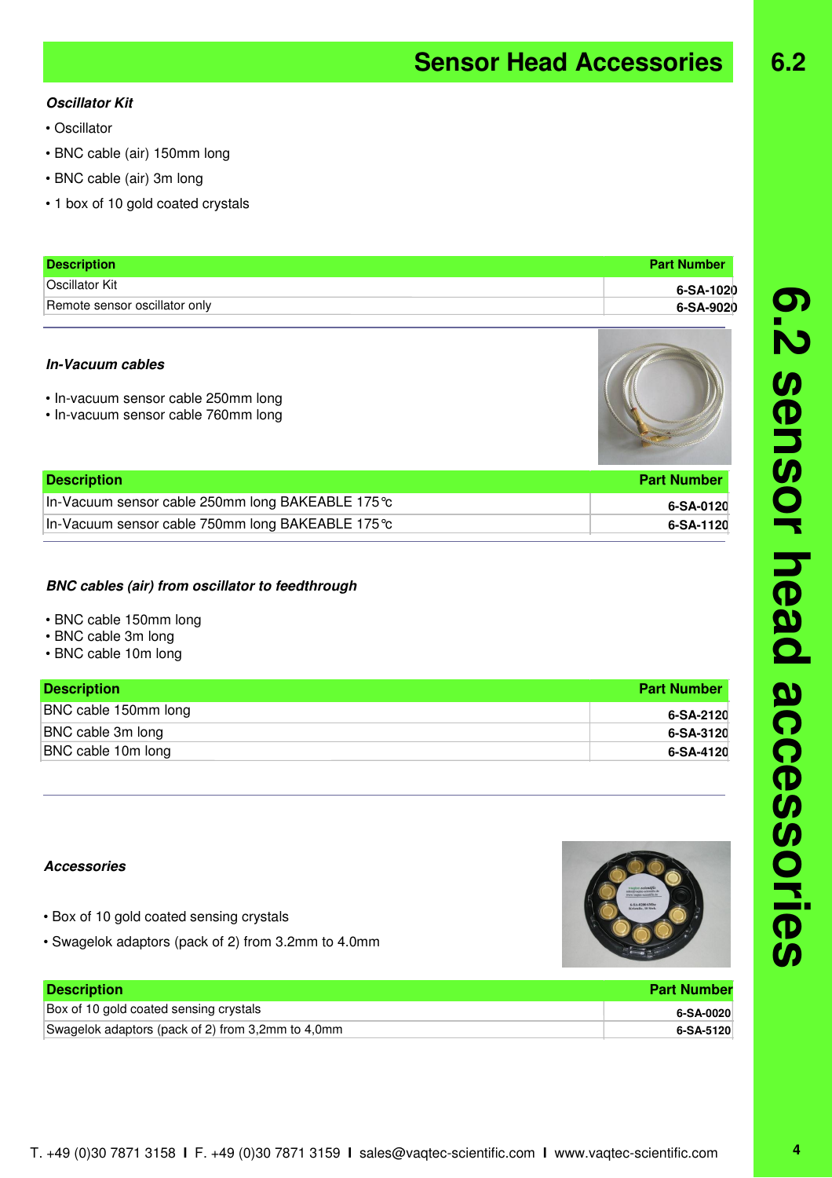# Sensor Head Accessories

### *Oscillator Kit*

- Oscillator
- BNC cable (air) 150mm long
- BNC cable (air) 3m long
- 1 box of 10 gold coated crystals

| Description | Part Number |
| --- | --- |
| Oscillator Kit | 6-SA-1020 |
| Remote sensor oscillator only | 6-SA-9020 |

### *In-Vacuum cables*

- In-vacuum sensor cable 250mm long
- In-vacuum sensor cable 760mm long

| Description | Part Number |
| --- | --- |
| In-Vacuum sensor cable 250mm long BAKEABLE 175°c | 6-SA-0120 |
| In-Vacuum sensor cable 750mm long BAKEABLE 175°c | 6-SA-1120 |

### *BNC cables (air) from oscillator to feedthrough*

- BNC cable 150mm long
- BNC cable 3m long
- BNC cable 10m long

| Description | Part Number |
| --- | --- |
| BNC cable 150mm long | 6-SA-2120 |
| BNC cable 3m long | 6-SA-3120 |
| BNC cable 10m long | 6-SA-4120 |

### *Accessories*

- Box of 10 gold coated sensing crystals
- Swagelok adaptors (pack of 2) from 3.2mm to 4.0mm

| Description | Part Number |
| --- | --- |
| Box of 10 gold coated sensing crystals | 6-SA-0020 |
| Swagelok adaptors (pack of 2) from 3,2mm to 4,0mm | 6-SA-5120 |

T. +49 (0)30 7871 3158 I F. +49 (0)30 7871 3159 I sales@vaqtec-scientific.com I www.vaqtec-scientific.com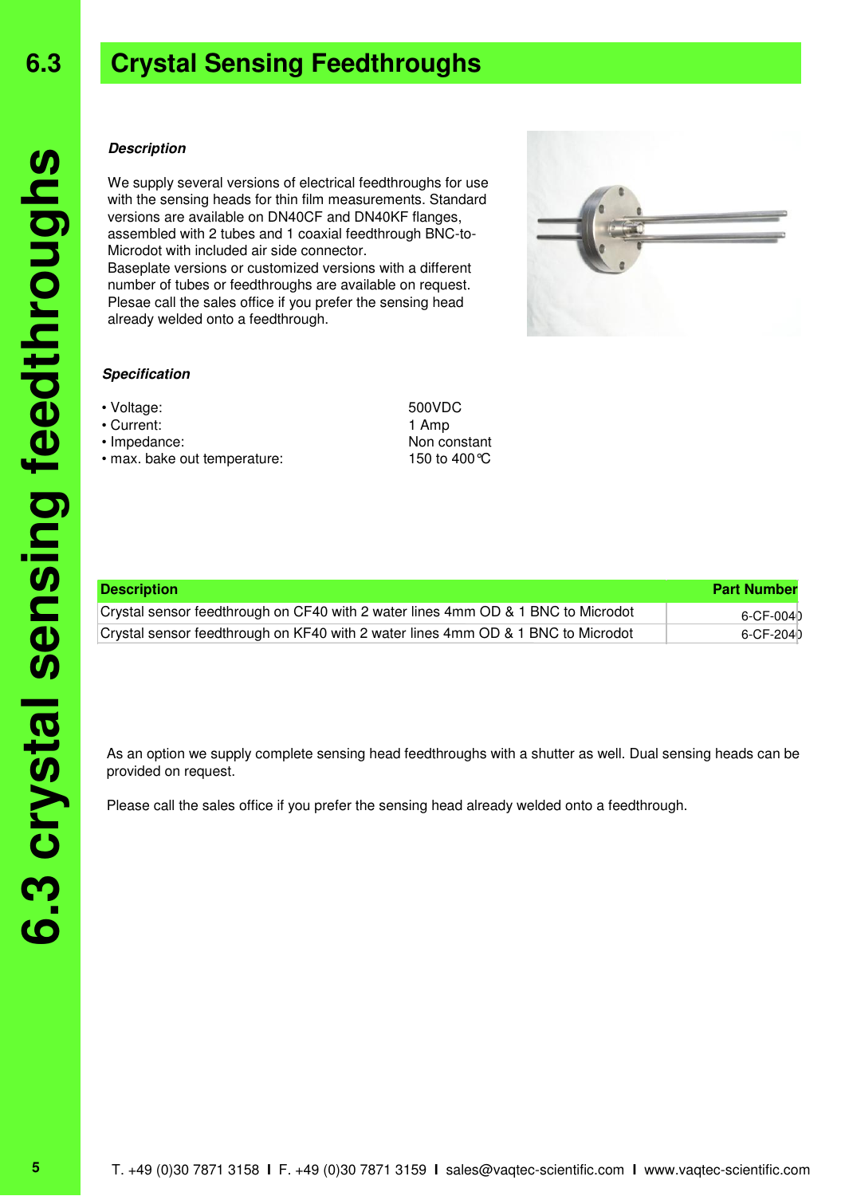# 6.3 Crystal Sensing Feedthroughs

***Description***

We supply several versions of electrical feedthroughs for use with the sensing heads for thin film measurements. Standard versions are available on DN40CF and DN40KF flanges, assembled with 2 tubes and 1 coaxial feedthrough BNC-to-Microdot with included air side connector.
Baseplate versions or customized versions with a different number of tubes or feedthroughs are available on request.
Plesae call the sales office if you prefer the sensing head already welded onto a feedthrough.

***Specification***

- Voltage: 500VDC
- Current: 1 Amp
- Impedance: Non constant
- max. bake out temperature: 150 to 400℃

| Description | Part Number |
|---|---|
| Crystal sensor feedthrough on CF40 with 2 water lines 4mm OD & 1 BNC to Microdot | 6-CF-0040 |
| Crystal sensor feedthrough on KF40 with 2 water lines 4mm OD & 1 BNC to Microdot | 6-CF-2040 |

As an option we supply complete sensing head feedthroughs with a shutter as well. Dual sensing heads can be provided on request.

Please call the sales office if you prefer the sensing head already welded onto a feedthrough.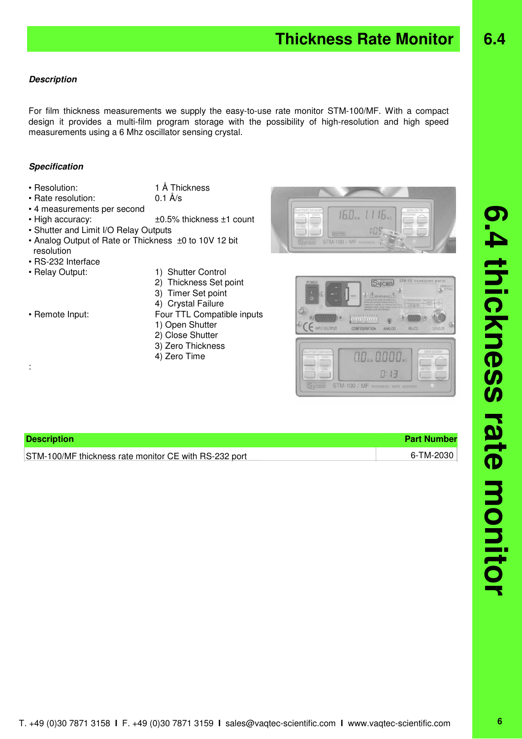# Thickness Rate Monitor

### *Description*

For film thickness measurements we supply the easy-to-use rate monitor STM-100/MF. With a compact design it provides a multi-film program storage with the possibility of high-resolution and high speed measurements using a 6 Mhz oscillator sensing crystal.

### *Specification*

- Resolution: 1 Å Thickness
- Rate resolution: 0.1 Å/s
- 4 measurements per second
- High accuracy: ±0.5% thickness ±1 count
- Shutter and Limit I/O Relay Outputs
- Analog Output of Rate or Thickness ±0 to 10V 12 bit resolution
- RS-232 Interface
- Relay Output:
  1) Shutter Control
  2) Thickness Set point
  3) Timer Set point
  4) Crystal Failure
- Remote Input: Four TTL Compatible inputs
  1) Open Shutter
  2) Close Shutter
  3) Zero Thickness
  4) Zero Time

:

| Description | Part Number |
|---|---|
| STM-100/MF thickness rate monitor CE with RS-232 port | 6-TM-2030 |

T. +49 (0)30 7871 3158 I F. +49 (0)30 7871 3159 I sales@vaqtec-scientific.com I www.vaqtec-scientific.com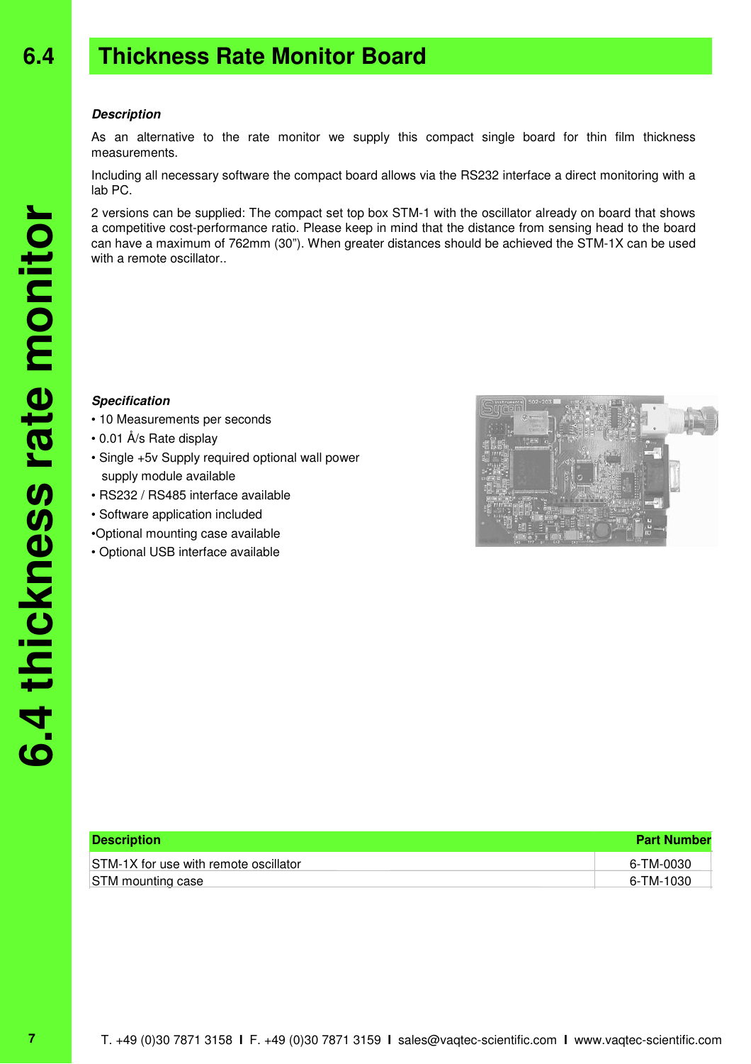# 6.4 Thickness Rate Monitor Board

***Description***

As an alternative to the rate monitor we supply this compact single board for thin film thickness measurements.

Including all necessary software the compact board allows via the RS232 interface a direct monitoring with a lab PC.

2 versions can be supplied: The compact set top box STM-1 with the oscillator already on board that shows a competitive cost-performance ratio. Please keep in mind that the distance from sensing head to the board can have a maximum of 762mm (30”). When greater distances should be achieved the STM-1X can be used with a remote oscillator..

***Specification***

- 10 Measurements per seconds
- 0.01 Å/s Rate display
- Single +5v Supply required optional wall power supply module available
- RS232 / RS485 interface available
- Software application included
- Optional mounting case available
- Optional USB interface available

| Description | Part Number |
|---|---|
| STM-1X for use with remote oscillator | 6-TM-0030 |
| STM mounting case | 6-TM-1030 |

T. +49 (0)30 7871 3158 I F. +49 (0)30 7871 3159 I sales@vaqtec-scientific.com I www.vaqtec-scientific.com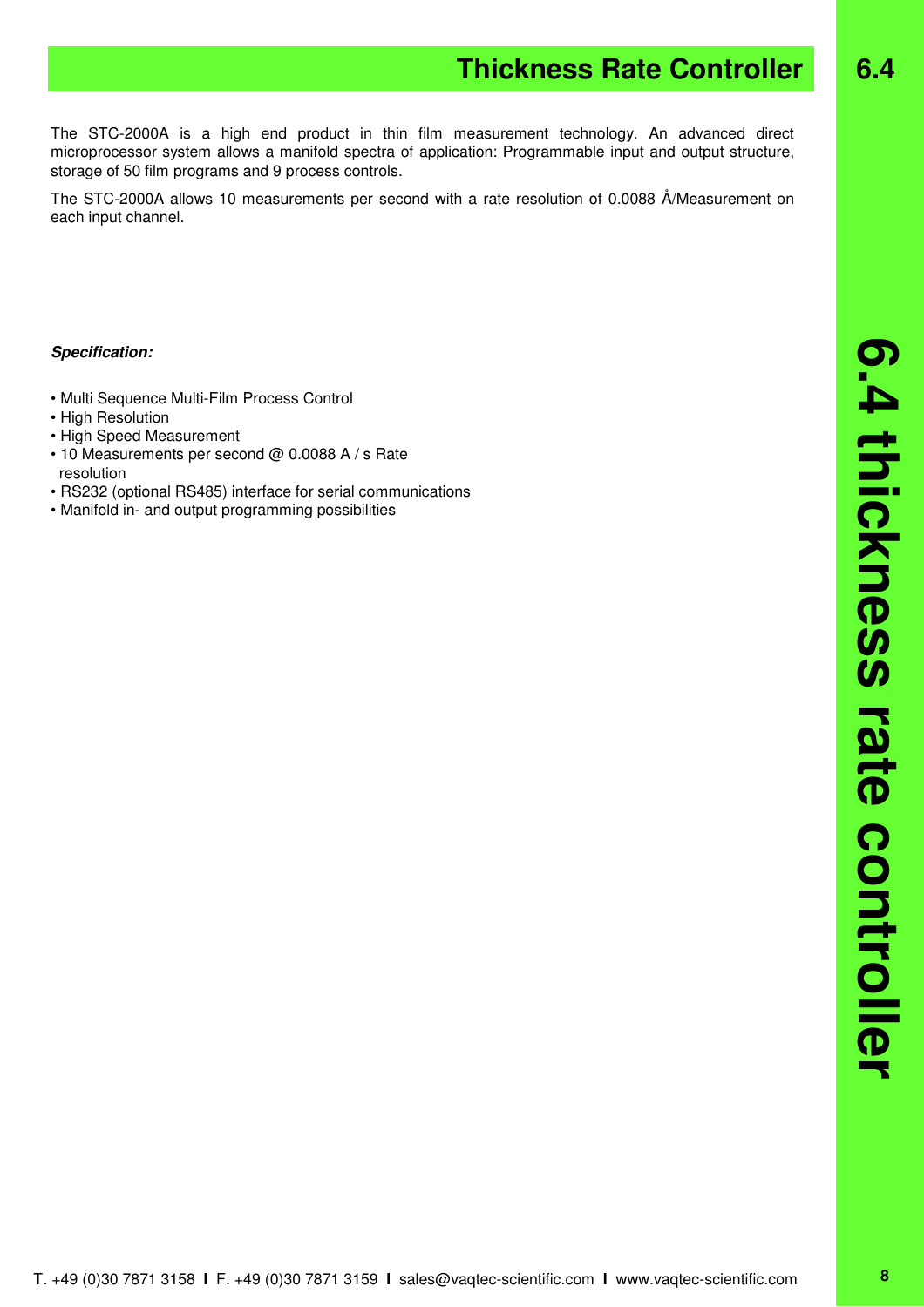# Thickness Rate Controller

The STC-2000A is a high end product in thin film measurement technology. An advanced direct microprocessor system allows a manifold spectra of application: Programmable input and output structure, storage of 50 film programs and 9 process controls.

The STC-2000A allows 10 measurements per second with a rate resolution of 0.0088 Å/Measurement on each input channel.

***Specification:***

- Multi Sequence Multi-Film Process Control
- High Resolution
- High Speed Measurement
- 10 Measurements per second @ 0.0088 A / s Rate resolution
- RS232 (optional RS485) interface for serial communications
- Manifold in- and output programming possibilities

T. +49 (0)30 7871 3158 I F. +49 (0)30 7871 3159 I sales@vaqtec-scientific.com I www.vaqtec-scientific.com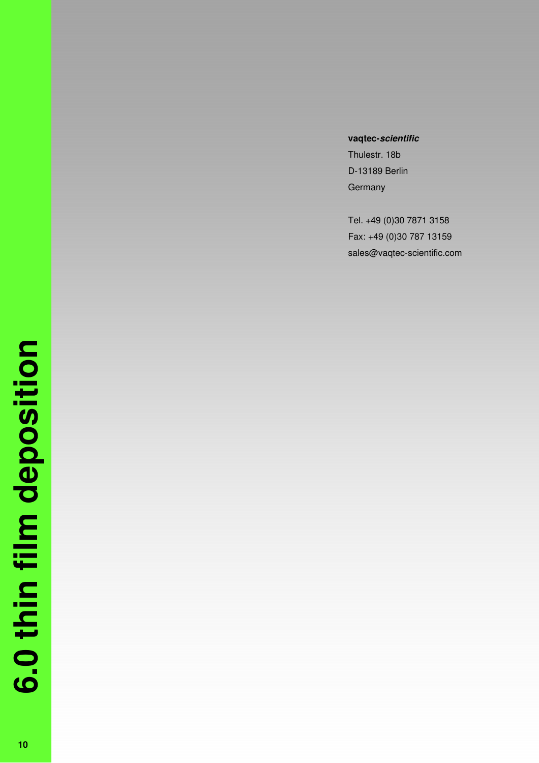# 6.0 thin film deposition

**vaqtec-*scientific***
Thulestr. 18b
D-13189 Berlin
Germany

Tel. +49 (0)30 7871 3158
Fax: +49 (0)30 787 13159
sales@vaqtec-scientific.com